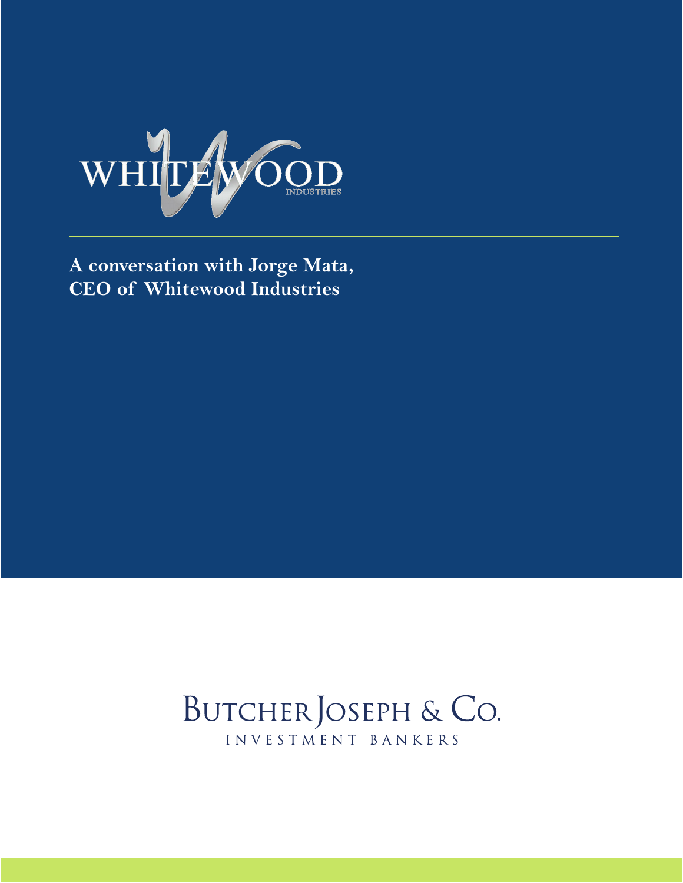WHITEWOOD
INDUSTRIES

# A conversation with Jorge Mata, CEO of Whitewood Industries

BUTCHER JOSEPH & CO.
INVESTMENT BANKERS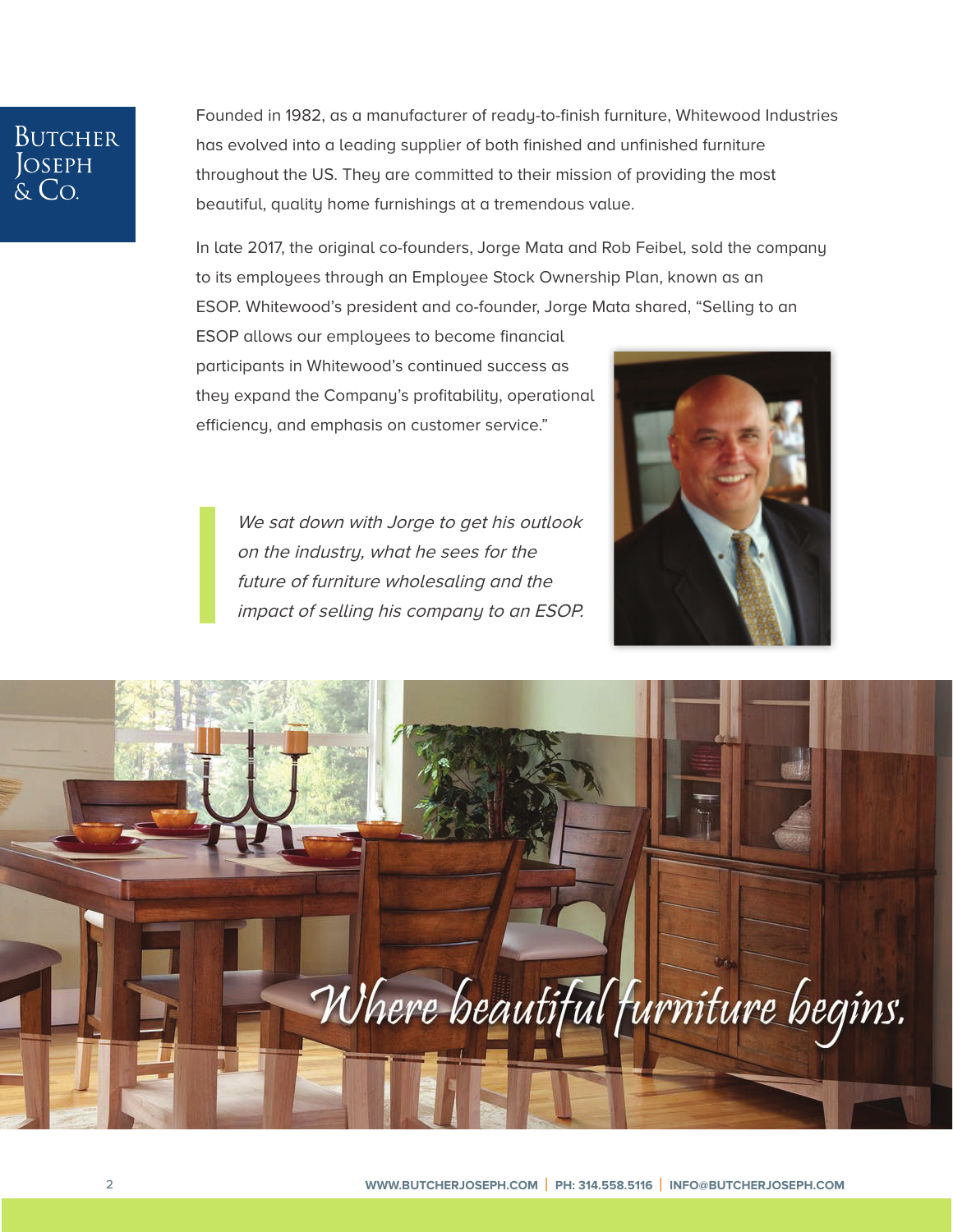Founded in 1982, as a manufacturer of ready-to-finish furniture, Whitewood Industries has evolved into a leading supplier of both finished and unfinished furniture throughout the US. They are committed to their mission of providing the most beautiful, quality home furnishings at a tremendous value.

In late 2017, the original co-founders, Jorge Mata and Rob Feibel, sold the company to its employees through an Employee Stock Ownership Plan, known as an ESOP. Whitewood's president and co-founder, Jorge Mata shared, "Selling to an ESOP allows our employees to become financial participants in Whitewood's continued success as they expand the Company's profitability, operational efficiency, and emphasis on customer service."

> *We sat down with Jorge to get his outlook on the industry, what he sees for the future of furniture wholesaling and the impact of selling his company to an ESOP.*

*Where beautiful furniture begins.*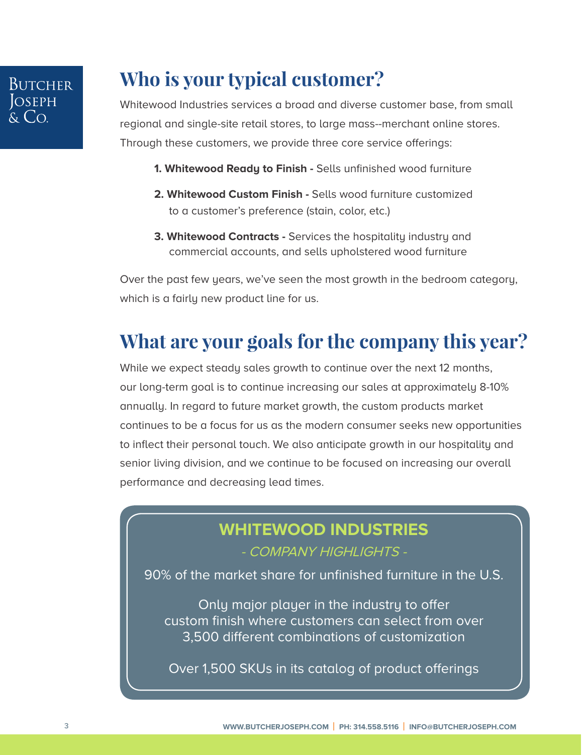## Who is your typical customer?

Whitewood Industries services a broad and diverse customer base, from small regional and single-site retail stores, to large mass--merchant online stores. Through these customers, we provide three core service offerings:

1. **Whitewood Ready to Finish -** Sells unfinished wood furniture
2. **Whitewood Custom Finish -** Sells wood furniture customized to a customer's preference (stain, color, etc.)
3. **Whitewood Contracts -** Services the hospitality industry and commercial accounts, and sells upholstered wood furniture

Over the past few years, we've seen the most growth in the bedroom category, which is a fairly new product line for us.

## What are your goals for the company this year?

While we expect steady sales growth to continue over the next 12 months, our long-term goal is to continue increasing our sales at approximately 8-10% annually. In regard to future market growth, the custom products market continues to be a focus for us as the modern consumer seeks new opportunities to inflect their personal touch. We also anticipate growth in our hospitality and senior living division, and we continue to be focused on increasing our overall performance and decreasing lead times.

**WHITEWOOD INDUSTRIES**

*- COMPANY HIGHLIGHTS -*

90% of the market share for unfinished furniture in the U.S.

Only major player in the industry to offer custom finish where customers can select from over 3,500 different combinations of customization

Over 1,500 SKUs in its catalog of product offerings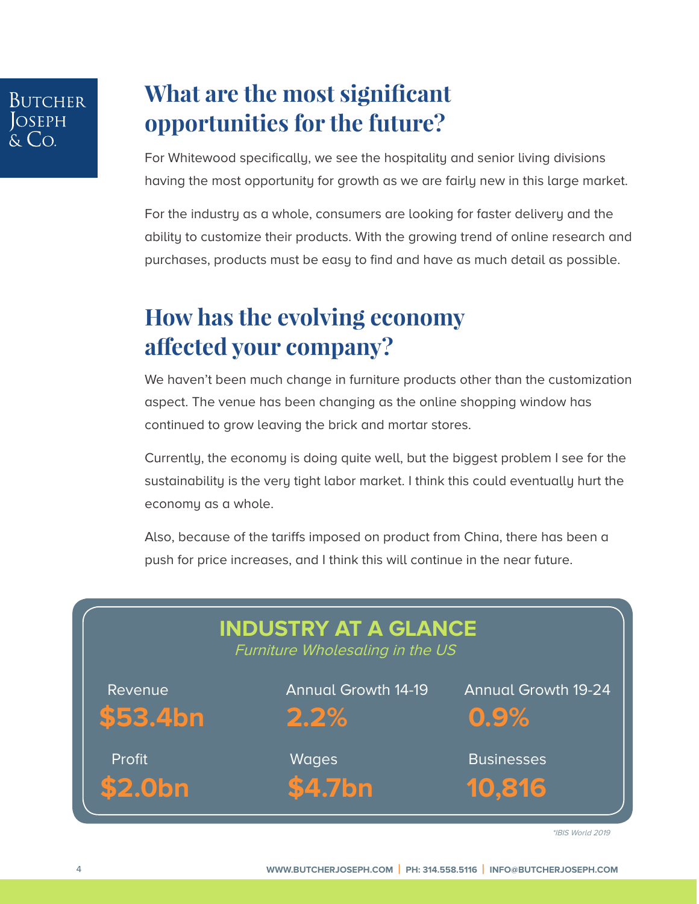## What are the most significant opportunities for the future?

For Whitewood specifically, we see the hospitality and senior living divisions having the most opportunity for growth as we are fairly new in this large market.

For the industry as a whole, consumers are looking for faster delivery and the ability to customize their products. With the growing trend of online research and purchases, products must be easy to find and have as much detail as possible.

## How has the evolving economy affected your company?

We haven't been much change in furniture products other than the customization aspect. The venue has been changing as the online shopping window has continued to grow leaving the brick and mortar stores.

Currently, the economy is doing quite well, but the biggest problem I see for the sustainability is the very tight labor market. I think this could eventually hurt the economy as a whole.

Also, because of the tariffs imposed on product from China, there has been a push for price increases, and I think this will continue in the near future.

### INDUSTRY AT A GLANCE

*Furniture Wholesaling in the US*

| Revenue | Annual Growth 14-19 | Annual Growth 19-24 |
|---|---|---|
| $53.4bn | 2.2% | 0.9% |

| Profit | Wages | Businesses |
|---|---|---|
| $2.0bn | $4.7bn | 10,816 |

*IBIS World 2019*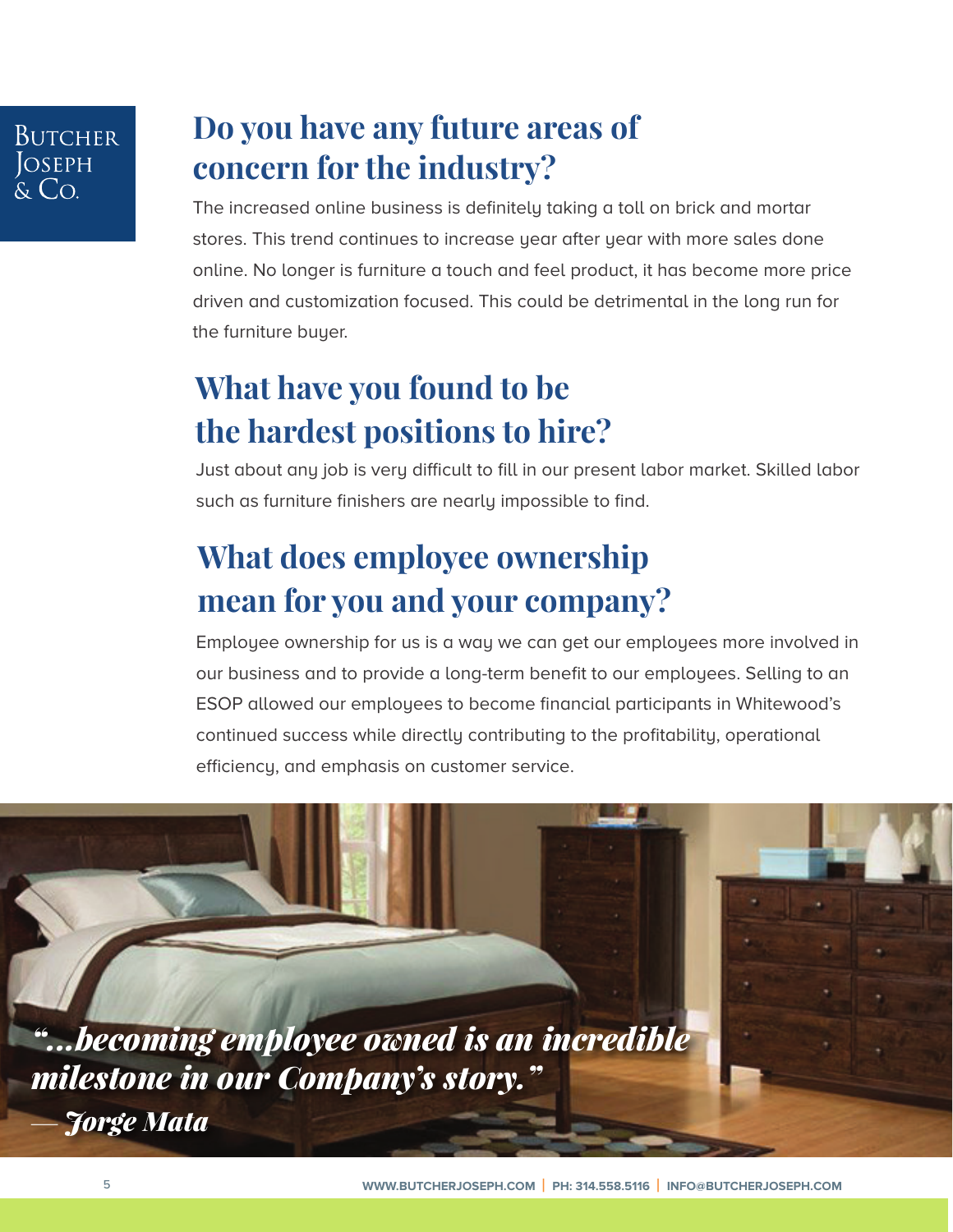## Do you have any future areas of concern for the industry?

The increased online business is definitely taking a toll on brick and mortar stores. This trend continues to increase year after year with more sales done online. No longer is furniture a touch and feel product, it has become more price driven and customization focused. This could be detrimental in the long run for the furniture buyer.

## What have you found to be the hardest positions to hire?

Just about any job is very difficult to fill in our present labor market. Skilled labor such as furniture finishers are nearly impossible to find.

## What does employee ownership mean for you and your company?

Employee ownership for us is a way we can get our employees more involved in our business and to provide a long-term benefit to our employees. Selling to an ESOP allowed our employees to become financial participants in Whitewood's continued success while directly contributing to the profitability, operational efficiency, and emphasis on customer service.

*"...becoming employee owned is an incredible milestone in our Company's story."*
*— Jorge Mata*